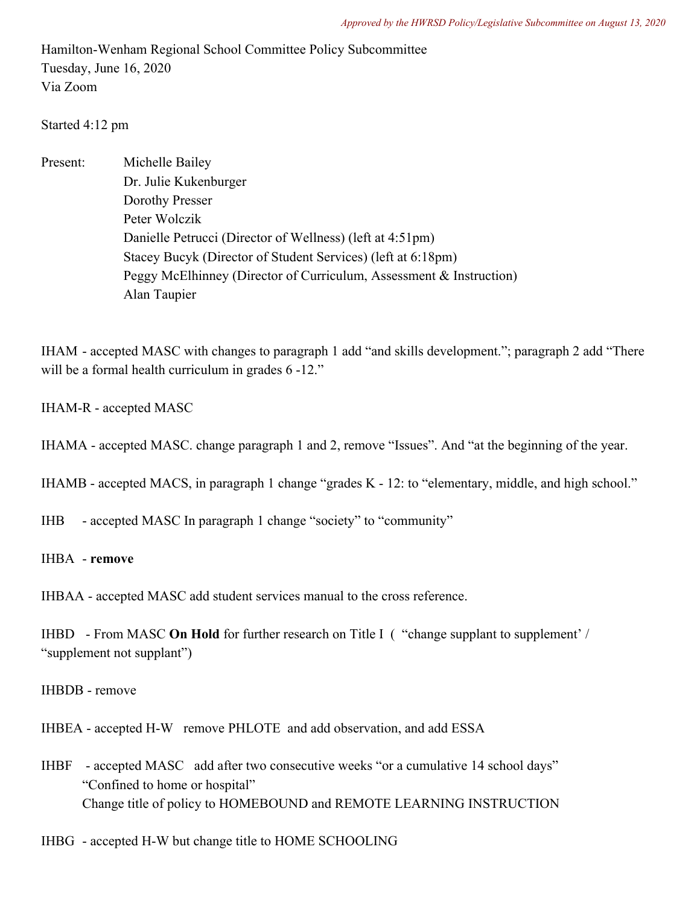*Approved by the HWRSD Policy/Legislative Subcommittee on August 13, 2020*

Hamilton-Wenham Regional School Committee Policy Subcommittee
Tuesday, June 16, 2020
Via Zoom

Started 4:12 pm

Present:
- Michelle Bailey
- Dr. Julie Kukenburger
- Dorothy Presser
- Peter Wolczik
- Danielle Petrucci (Director of Wellness) (left at 4:51pm)
- Stacey Bucyk (Director of Student Services) (left at 6:18pm)
- Peggy McElhinney (Director of Curriculum, Assessment & Instruction)
- Alan Taupier

IHAM - accepted MASC with changes to paragraph 1 add "and skills development."; paragraph 2 add "There will be a formal health curriculum in grades 6 -12."

IHAM-R - accepted MASC

IHAMA - accepted MASC. change paragraph 1 and 2, remove "Issues". And "at the beginning of the year.

IHAMB - accepted MACS, in paragraph 1 change "grades K - 12: to "elementary, middle, and high school."

IHB - accepted MASC In paragraph 1 change "society" to "community"

IHBA - **remove**

IHBAA - accepted MASC add student services manual to the cross reference.

IHBD - From MASC **On Hold** for further research on Title I ( "change supplant to supplement' / "supplement not supplant")

IHBDB - remove

IHBEA - accepted H-W remove PHLOTE and add observation, and add ESSA

IHBF - accepted MASC add after two consecutive weeks "or a cumulative 14 school days"
"Confined to home or hospital"
Change title of policy to HOMEBOUND and REMOTE LEARNING INSTRUCTION

IHBG - accepted H-W but change title to HOME SCHOOLING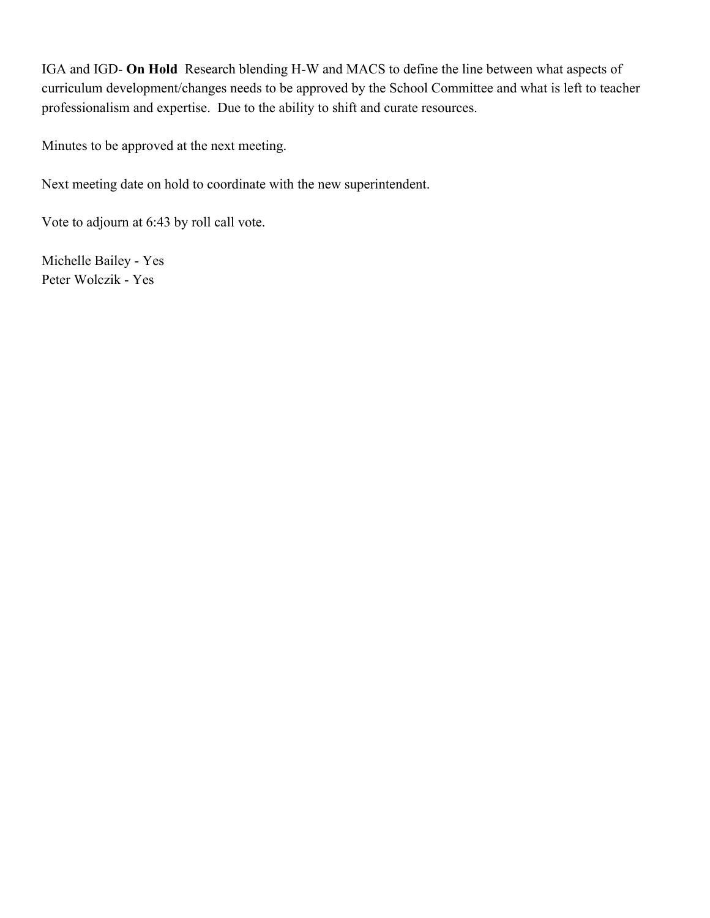IGA and IGD- **On Hold** Research blending H-W and MACS to define the line between what aspects of curriculum development/changes needs to be approved by the School Committee and what is left to teacher professionalism and expertise. Due to the ability to shift and curate resources.

Minutes to be approved at the next meeting.

Next meeting date on hold to coordinate with the new superintendent.

Vote to adjourn at 6:43 by roll call vote.

Michelle Bailey - Yes
Peter Wolczik - Yes